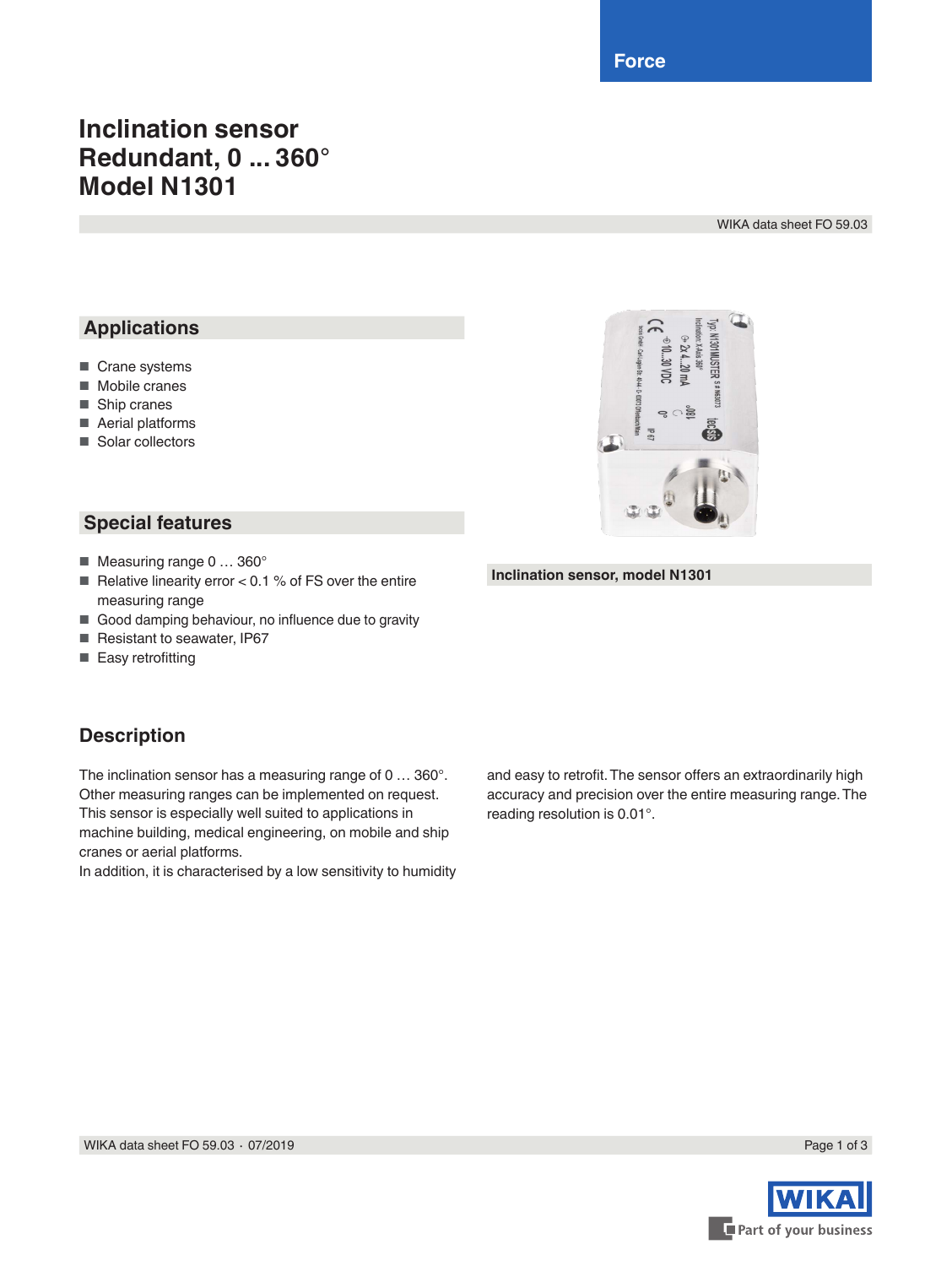Force

# Inclination sensor
# Redundant, 0 ... 360°
# Model N1301

WIKA data sheet FO 59.03

## Applications

- Crane systems
- Mobile cranes
- Ship cranes
- Aerial platforms
- Solar collectors

## Special features

- Measuring range 0 … 360°
- Relative linearity error < 0.1 % of FS over the entire measuring range
- Good damping behaviour, no influence due to gravity
- Resistant to seawater, IP67
- Easy retrofitting

Inclination sensor, model N1301

## Description

The inclination sensor has a measuring range of 0 … 360°. Other measuring ranges can be implemented on request. This sensor is especially well suited to applications in machine building, medical engineering, on mobile and ship cranes or aerial platforms.
In addition, it is characterised by a low sensitivity to humidity and easy to retrofit. The sensor offers an extraordinarily high accuracy and precision over the entire measuring range. The reading resolution is 0.01°.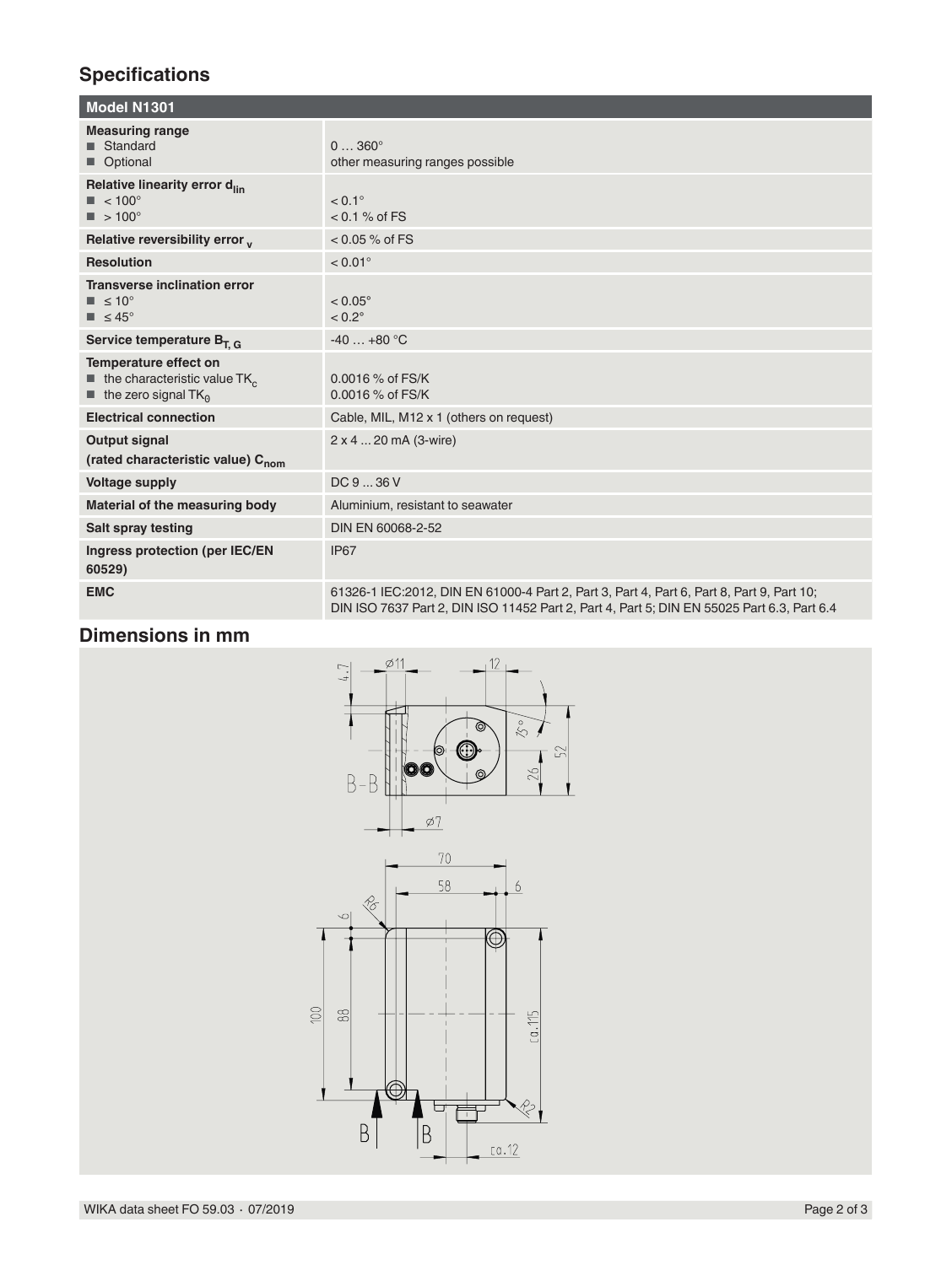## Specifications

| Model N1301 | |
|---|---|
| **Measuring range**<br>■ Standard<br>■ Optional | <br>0 … 360°<br>other measuring ranges possible |
| **Relative linearity error $d_{lin}$**<br>■ < 100°<br>■ > 100° | <br>< 0.1°<br>< 0.1 % of FS |
| **Relative reversibility error $_v$** | < 0.05 % of FS |
| **Resolution** | < 0.01° |
| **Transverse inclination error**<br>■ ≤ 10°<br>■ ≤ 45° | <br>< 0.05°<br>< 0.2° |
| **Service temperature $B_{T, G}$** | -40 … +80 °C |
| **Temperature effect on**<br>■ the characteristic value $TK_c$<br>■ the zero signal $TK_0$ | <br>0.0016 % of FS/K<br>0.0016 % of FS/K |
| **Electrical connection** | Cable, MIL, M12 x 1 (others on request) |
| **Output signal**<br>**(rated characteristic value) $C_{nom}$** | 2 x 4 ... 20 mA (3-wire) |
| **Voltage supply** | DC 9 ... 36 V |
| **Material of the measuring body** | Aluminium, resistant to seawater |
| **Salt spray testing** | DIN EN 60068-2-52 |
| **Ingress protection (per IEC/EN 60529)** | IP67 |
| **EMC** | 61326-1 IEC:2012, DIN EN 61000-4 Part 2, Part 3, Part 4, Part 6, Part 8, Part 9, Part 10;<br>DIN ISO 7637 Part 2, DIN ISO 11452 Part 2, Part 4, Part 5; DIN EN 55025 Part 6.3, Part 6.4 |

## Dimensions in mm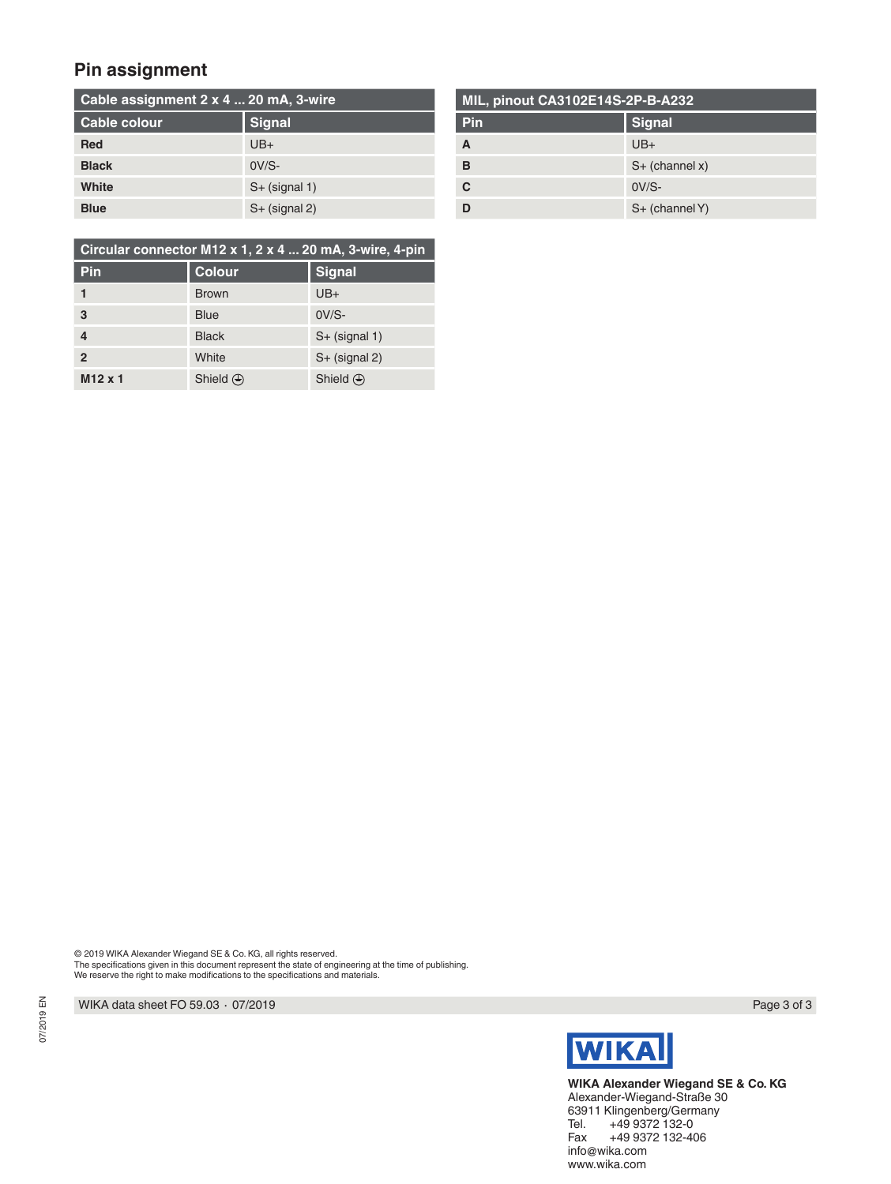## Pin assignment

| Cable assignment 2 x 4 ... 20 mA, 3-wire | |
|---|---|
| **Cable colour** | **Signal** |
| **Red** | UB+ |
| **Black** | 0V/S- |
| **White** | S+ (signal 1) |
| **Blue** | S+ (signal 2) |

| Circular connector M12 x 1, 2 x 4 ... 20 mA, 3-wire, 4-pin | | |
|---|---|---|
| **Pin** | **Colour** | **Signal** |
| **1** | Brown | UB+ |
| **3** | Blue | 0V/S- |
| **4** | Black | S+ (signal 1) |
| **2** | White | S+ (signal 2) |
| **M12 x 1** | Shield ⏚ | Shield ⏚ |

| MIL, pinout CA3102E14S-2P-B-A232 | |
|---|---|
| **Pin** | **Signal** |
| **A** | UB+ |
| **B** | S+ (channel x) |
| **C** | 0V/S- |
| **D** | S+ (channel Y) |

© 2019 WIKA Alexander Wiegand SE & Co. KG, all rights reserved.
The specifications given in this document represent the state of engineering at the time of publishing.
We reserve the right to make modifications to the specifications and materials.

WIKA data sheet FO 59.03 · 07/2019

**WIKA Alexander Wiegand SE & Co. KG**
Alexander-Wiegand-Straße 30
63911 Klingenberg/Germany
Tel. +49 9372 132-0
Fax +49 9372 132-406
info@wika.com
www.wika.com